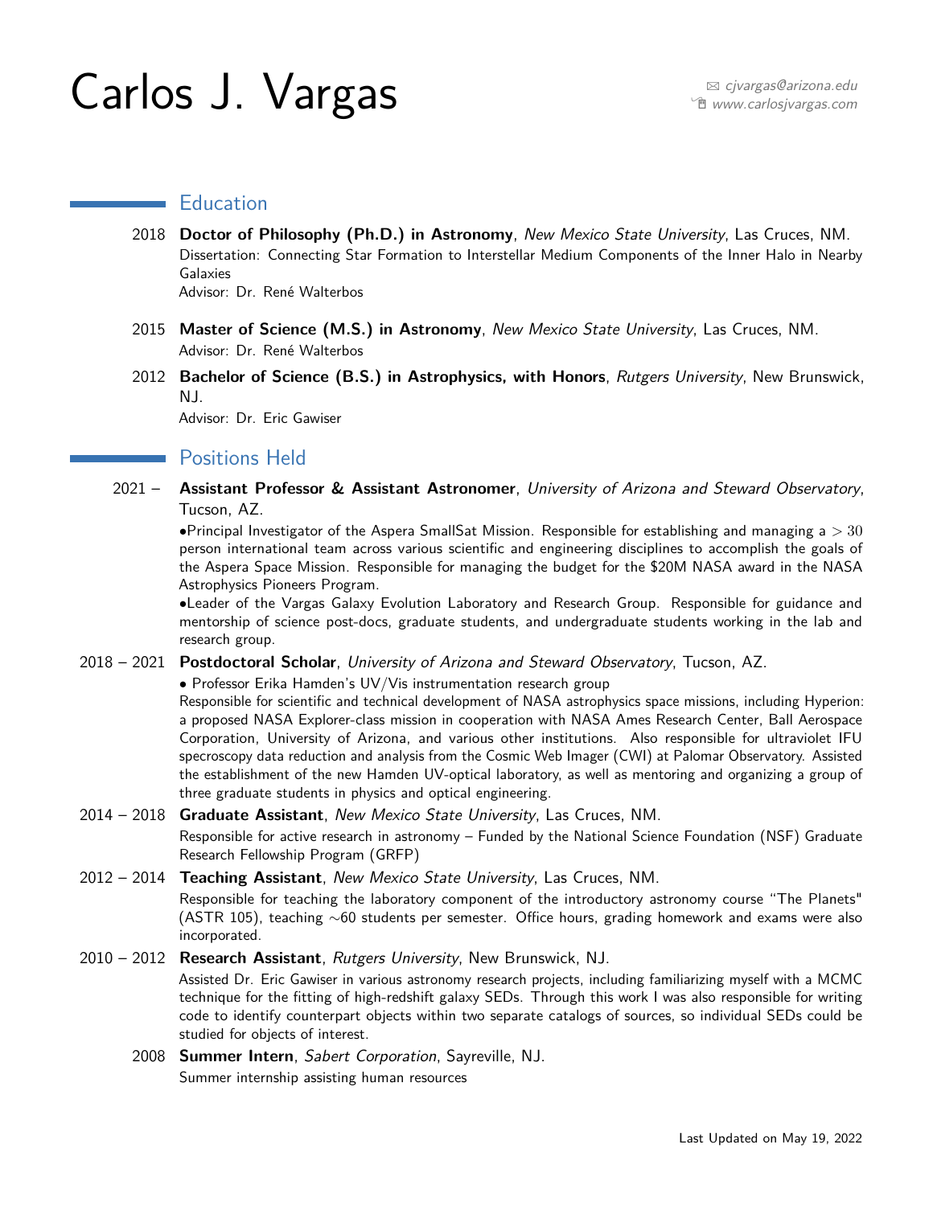# Carlos J. Vargas

cjvargas@arizona.edu
www.carlosjvargas.com

## Education

2018 **Doctor of Philosophy (Ph.D.) in Astronomy**, *New Mexico State University*, Las Cruces, NM.
Dissertation: Connecting Star Formation to Interstellar Medium Components of the Inner Halo in Nearby Galaxies
Advisor: Dr. René Walterbos

2015 **Master of Science (M.S.) in Astronomy**, *New Mexico State University*, Las Cruces, NM.
Advisor: Dr. René Walterbos

2012 **Bachelor of Science (B.S.) in Astrophysics, with Honors**, *Rutgers University*, New Brunswick, NJ.
Advisor: Dr. Eric Gawiser

## Positions Held

2021 – **Assistant Professor & Assistant Astronomer**, *University of Arizona and Steward Observatory*, Tucson, AZ.

•Principal Investigator of the Aspera SmallSat Mission. Responsible for establishing and managing a $> 30$ person international team across various scientific and engineering disciplines to accomplish the goals of the Aspera Space Mission. Responsible for managing the budget for the $20M NASA award in the NASA Astrophysics Pioneers Program.

•Leader of the Vargas Galaxy Evolution Laboratory and Research Group. Responsible for guidance and mentorship of science post-docs, graduate students, and undergraduate students working in the lab and research group.

2018 – 2021 **Postdoctoral Scholar**, *University of Arizona and Steward Observatory*, Tucson, AZ.

• Professor Erika Hamden's UV/Vis instrumentation research group
Responsible for scientific and technical development of NASA astrophysics space missions, including Hyperion: a proposed NASA Explorer-class mission in cooperation with NASA Ames Research Center, Ball Aerospace Corporation, University of Arizona, and various other institutions. Also responsible for ultraviolet IFU specroscopy data reduction and analysis from the Cosmic Web Imager (CWI) at Palomar Observatory. Assisted the establishment of the new Hamden UV-optical laboratory, as well as mentoring and organizing a group of three graduate students in physics and optical engineering.

2014 – 2018 **Graduate Assistant**, *New Mexico State University*, Las Cruces, NM.
Responsible for active research in astronomy – Funded by the National Science Foundation (NSF) Graduate Research Fellowship Program (GRFP)

2012 – 2014 **Teaching Assistant**, *New Mexico State University*, Las Cruces, NM.
Responsible for teaching the laboratory component of the introductory astronomy course "The Planets" (ASTR 105), teaching ∼60 students per semester. Office hours, grading homework and exams were also incorporated.

2010 – 2012 **Research Assistant**, *Rutgers University*, New Brunswick, NJ.
Assisted Dr. Eric Gawiser in various astronomy research projects, including familiarizing myself with a MCMC technique for the fitting of high-redshift galaxy SEDs. Through this work I was also responsible for writing code to identify counterpart objects within two separate catalogs of sources, so individual SEDs could be studied for objects of interest.

2008 **Summer Intern**, *Sabert Corporation*, Sayreville, NJ.
Summer internship assisting human resources

Last Updated on May 19, 2022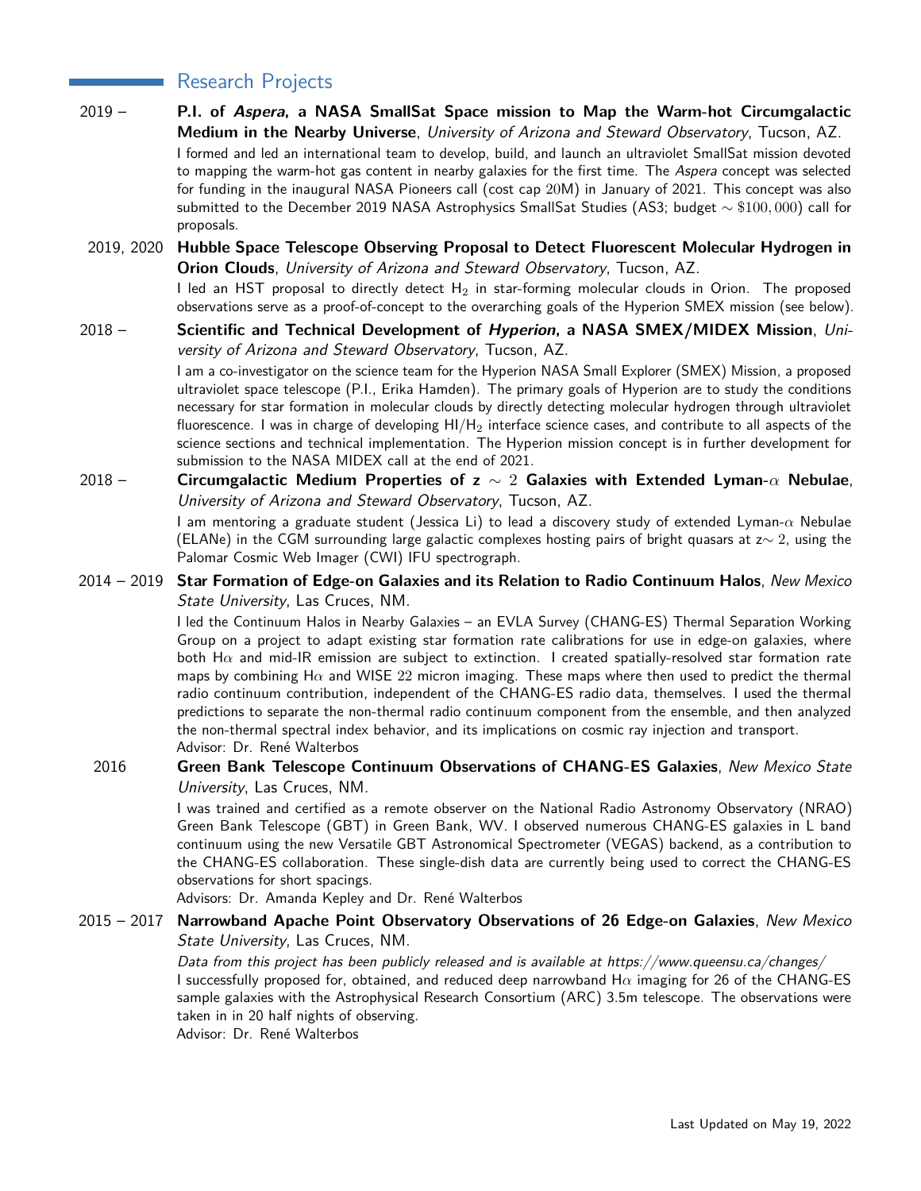## Research Projects

**2019 –** **P.I. of *Aspera*, a NASA SmallSat Space mission to Map the Warm-hot Circumgalactic Medium in the Nearby Universe**, *University of Arizona and Steward Observatory*, Tucson, AZ.

I formed and led an international team to develop, build, and launch an ultraviolet SmallSat mission devoted to mapping the warm-hot gas content in nearby galaxies for the first time. The *Aspera* concept was selected for funding in the inaugural NASA Pioneers call (cost cap $20$M) in January of 2021. This concept was also submitted to the December 2019 NASA Astrophysics SmallSat Studies (AS3; budget $\sim \$100,000$) call for proposals.

**2019, 2020** **Hubble Space Telescope Observing Proposal to Detect Fluorescent Molecular Hydrogen in Orion Clouds**, *University of Arizona and Steward Observatory*, Tucson, AZ.

I led an HST proposal to directly detect $H_2$ in star-forming molecular clouds in Orion. The proposed observations serve as a proof-of-concept to the overarching goals of the Hyperion SMEX mission (see below).

**2018 –** **Scientific and Technical Development of *Hyperion*, a NASA SMEX/MIDEX Mission**, *University of Arizona and Steward Observatory*, Tucson, AZ.

I am a co-investigator on the science team for the Hyperion NASA Small Explorer (SMEX) Mission, a proposed ultraviolet space telescope (P.I., Erika Hamden). The primary goals of Hyperion are to study the conditions necessary for star formation in molecular clouds by directly detecting molecular hydrogen through ultraviolet fluorescence. I was in charge of developing HI/$H_2$ interface science cases, and contribute to all aspects of the science sections and technical implementation. The Hyperion mission concept is in further development for submission to the NASA MIDEX call at the end of 2021.

**2018 –** **Circumgalactic Medium Properties of z $\sim 2$ Galaxies with Extended Lyman-$\alpha$ Nebulae**, *University of Arizona and Steward Observatory*, Tucson, AZ.

I am mentoring a graduate student (Jessica Li) to lead a discovery study of extended Lyman-$\alpha$ Nebulae (ELANe) in the CGM surrounding large galactic complexes hosting pairs of bright quasars at z$\sim 2$, using the Palomar Cosmic Web Imager (CWI) IFU spectrograph.

**2014 – 2019** **Star Formation of Edge-on Galaxies and its Relation to Radio Continuum Halos**, *New Mexico State University*, Las Cruces, NM.

I led the Continuum Halos in Nearby Galaxies – an EVLA Survey (CHANG-ES) Thermal Separation Working Group on a project to adapt existing star formation rate calibrations for use in edge-on galaxies, where both H$\alpha$ and mid-IR emission are subject to extinction. I created spatially-resolved star formation rate maps by combining H$\alpha$ and WISE $22$ micron imaging. These maps where then used to predict the thermal radio continuum contribution, independent of the CHANG-ES radio data, themselves. I used the thermal predictions to separate the non-thermal radio continuum component from the ensemble, and then analyzed the non-thermal spectral index behavior, and its implications on cosmic ray injection and transport.
Advisor: Dr. René Walterbos

**2016** **Green Bank Telescope Continuum Observations of CHANG-ES Galaxies**, *New Mexico State University*, Las Cruces, NM.

I was trained and certified as a remote observer on the National Radio Astronomy Observatory (NRAO) Green Bank Telescope (GBT) in Green Bank, WV. I observed numerous CHANG-ES galaxies in L band continuum using the new Versatile GBT Astronomical Spectrometer (VEGAS) backend, as a contribution to the CHANG-ES collaboration. These single-dish data are currently being used to correct the CHANG-ES observations for short spacings.
Advisors: Dr. Amanda Kepley and Dr. René Walterbos

**2015 – 2017** **Narrowband Apache Point Observatory Observations of 26 Edge-on Galaxies**, *New Mexico State University*, Las Cruces, NM.

*Data from this project has been publicly released and is available at https://www.queensu.ca/changes/*
I successfully proposed for, obtained, and reduced deep narrowband H$\alpha$ imaging for 26 of the CHANG-ES sample galaxies with the Astrophysical Research Consortium (ARC) 3.5m telescope. The observations were taken in in 20 half nights of observing.
Advisor: Dr. René Walterbos

Last Updated on May 19, 2022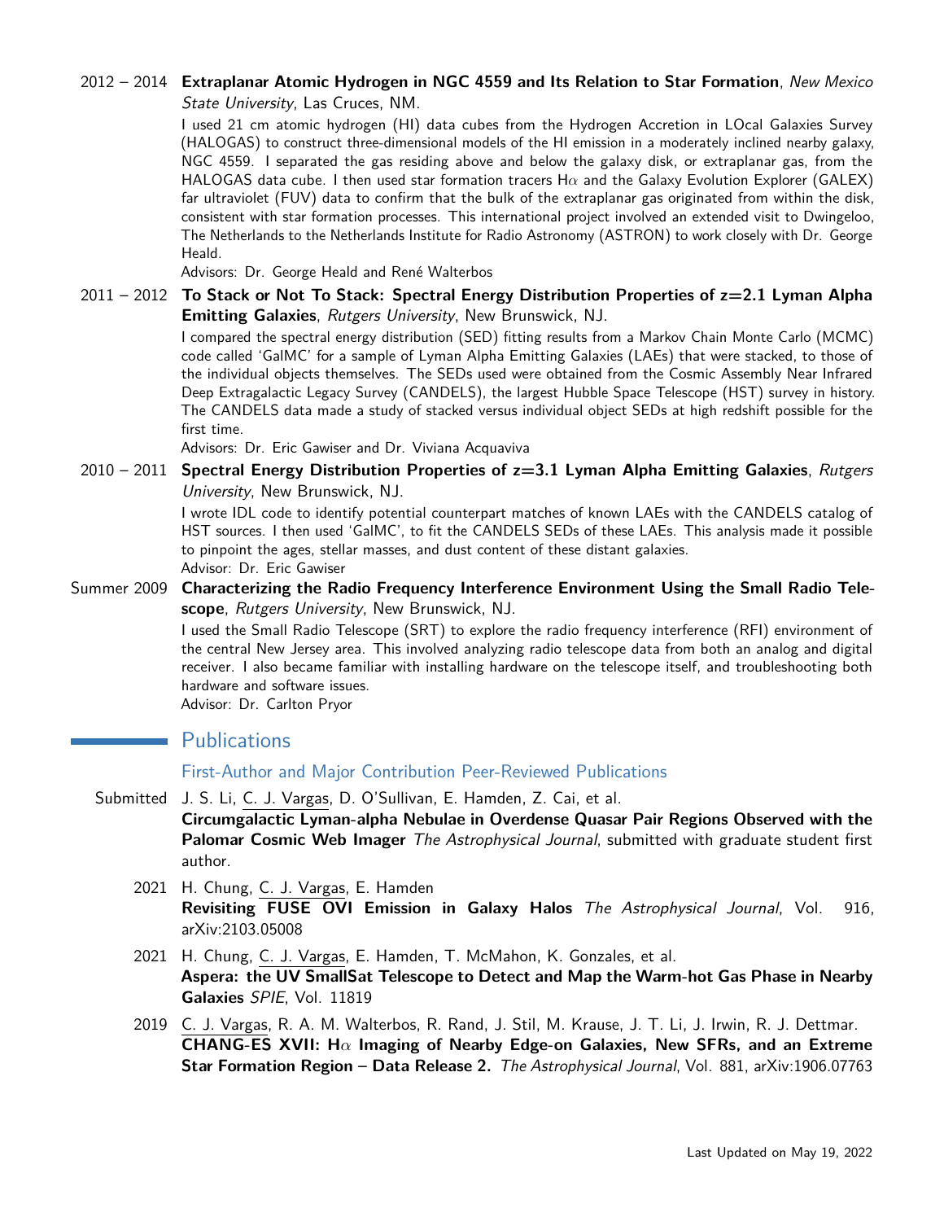2012 – 2014 **Extraplanar Atomic Hydrogen in NGC 4559 and Its Relation to Star Formation**, *New Mexico State University*, Las Cruces, NM.

I used 21 cm atomic hydrogen (HI) data cubes from the Hydrogen Accretion in LOcal Galaxies Survey (HALOGAS) to construct three-dimensional models of the HI emission in a moderately inclined nearby galaxy, NGC 4559. I separated the gas residing above and below the galaxy disk, or extraplanar gas, from the HALOGAS data cube. I then used star formation tracers H$\alpha$ and the Galaxy Evolution Explorer (GALEX) far ultraviolet (FUV) data to confirm that the bulk of the extraplanar gas originated from within the disk, consistent with star formation processes. This international project involved an extended visit to Dwingeloo, The Netherlands to the Netherlands Institute for Radio Astronomy (ASTRON) to work closely with Dr. George Heald.

Advisors: Dr. George Heald and René Walterbos

2011 – 2012 **To Stack or Not To Stack: Spectral Energy Distribution Properties of z=2.1 Lyman Alpha Emitting Galaxies**, *Rutgers University*, New Brunswick, NJ.

I compared the spectral energy distribution (SED) fitting results from a Markov Chain Monte Carlo (MCMC) code called 'GalMC' for a sample of Lyman Alpha Emitting Galaxies (LAEs) that were stacked, to those of the individual objects themselves. The SEDs used were obtained from the Cosmic Assembly Near Infrared Deep Extragalactic Legacy Survey (CANDELS), the largest Hubble Space Telescope (HST) survey in history. The CANDELS data made a study of stacked versus individual object SEDs at high redshift possible for the first time.

Advisors: Dr. Eric Gawiser and Dr. Viviana Acquaviva

2010 – 2011 **Spectral Energy Distribution Properties of z=3.1 Lyman Alpha Emitting Galaxies**, *Rutgers University*, New Brunswick, NJ.

I wrote IDL code to identify potential counterpart matches of known LAEs with the CANDELS catalog of HST sources. I then used 'GalMC', to fit the CANDELS SEDs of these LAEs. This analysis made it possible to pinpoint the ages, stellar masses, and dust content of these distant galaxies.

Advisor: Dr. Eric Gawiser

Summer 2009 **Characterizing the Radio Frequency Interference Environment Using the Small Radio Telescope**, *Rutgers University*, New Brunswick, NJ.

I used the Small Radio Telescope (SRT) to explore the radio frequency interference (RFI) environment of the central New Jersey area. This involved analyzing radio telescope data from both an analog and digital receiver. I also became familiar with installing hardware on the telescope itself, and troubleshooting both hardware and software issues.

Advisor: Dr. Carlton Pryor

## Publications

### First-Author and Major Contribution Peer-Reviewed Publications

Submitted J. S. Li, C. J. Vargas, D. O'Sullivan, E. Hamden, Z. Cai, et al.
**Circumgalactic Lyman-alpha Nebulae in Overdense Quasar Pair Regions Observed with the Palomar Cosmic Web Imager** *The Astrophysical Journal*, submitted with graduate student first author.

2021 H. Chung, C. J. Vargas, E. Hamden
**Revisiting FUSE OVI Emission in Galaxy Halos** *The Astrophysical Journal*, Vol. 916, arXiv:2103.05008

2021 H. Chung, C. J. Vargas, E. Hamden, T. McMahon, K. Gonzales, et al.
**Aspera: the UV SmallSat Telescope to Detect and Map the Warm-hot Gas Phase in Nearby Galaxies** *SPIE*, Vol. 11819

2019 C. J. Vargas, R. A. M. Walterbos, R. Rand, J. Stil, M. Krause, J. T. Li, J. Irwin, R. J. Dettmar.
**CHANG-ES XVII: H$\alpha$ Imaging of Nearby Edge-on Galaxies, New SFRs, and an Extreme Star Formation Region – Data Release 2.** *The Astrophysical Journal*, Vol. 881, arXiv:1906.07763

Last Updated on May 19, 2022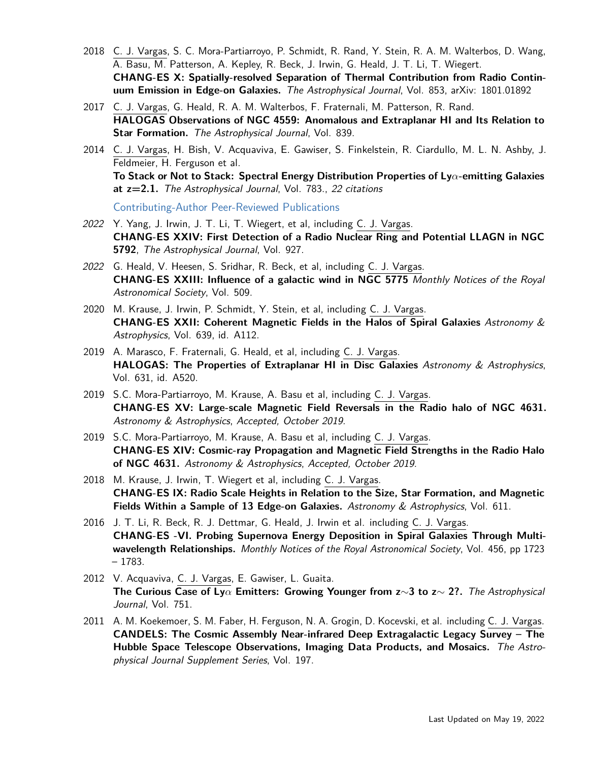2018 C. J. Vargas, S. C. Mora-Partiarroyo, P. Schmidt, R. Rand, Y. Stein, R. A. M. Walterbos, D. Wang, A. Basu, M. Patterson, A. Kepley, R. Beck, J. Irwin, G. Heald, J. T. Li, T. Wiegert.
**CHANG-ES X: Spatially-resolved Separation of Thermal Contribution from Radio Continuum Emission in Edge-on Galaxies.** *The Astrophysical Journal*, Vol. 853, arXiv: 1801.01892

2017 C. J. Vargas, G. Heald, R. A. M. Walterbos, F. Fraternali, M. Patterson, R. Rand.
**HALOGAS Observations of NGC 4559: Anomalous and Extraplanar HI and Its Relation to Star Formation.** *The Astrophysical Journal*, Vol. 839.

2014 C. J. Vargas, H. Bish, V. Acquaviva, E. Gawiser, S. Finkelstein, R. Ciardullo, M. L. N. Ashby, J. Feldmeier, H. Ferguson et al.
**To Stack or Not to Stack: Spectral Energy Distribution Properties of Ly$\alpha$-emitting Galaxies at z=2.1.** *The Astrophysical Journal*, Vol. 783., *22 citations*

### Contributing-Author Peer-Reviewed Publications

*2022* Y. Yang, J. Irwin, J. T. Li, T. Wiegert, et al, including C. J. Vargas.
**CHANG-ES XXIV: First Detection of a Radio Nuclear Ring and Potential LLAGN in NGC 5792**, *The Astrophysical Journal*, Vol. 927.

*2022* G. Heald, V. Heesen, S. Sridhar, R. Beck, et al, including C. J. Vargas.
**CHANG-ES XXIII: Influence of a galactic wind in NGC 5775** *Monthly Notices of the Royal Astronomical Society*, Vol. 509.

2020 M. Krause, J. Irwin, P. Schmidt, Y. Stein, et al, including C. J. Vargas.
**CHANG-ES XXII: Coherent Magnetic Fields in the Halos of Spiral Galaxies** *Astronomy & Astrophysics*, Vol. 639, id. A112.

2019 A. Marasco, F. Fraternali, G. Heald, et al, including C. J. Vargas.
**HALOGAS: The Properties of Extraplanar HI in Disc Galaxies** *Astronomy & Astrophysics*, Vol. 631, id. A520.

2019 S.C. Mora-Partiarroyo, M. Krause, A. Basu et al, including C. J. Vargas.
**CHANG-ES XV: Large-scale Magnetic Field Reversals in the Radio halo of NGC 4631.** *Astronomy & Astrophysics*, *Accepted, October 2019*.

2019 S.C. Mora-Partiarroyo, M. Krause, A. Basu et al, including C. J. Vargas.
**CHANG-ES XIV: Cosmic-ray Propagation and Magnetic Field Strengths in the Radio Halo of NGC 4631.** *Astronomy & Astrophysics*, *Accepted, October 2019*.

2018 M. Krause, J. Irwin, T. Wiegert et al, including C. J. Vargas.
**CHANG-ES IX: Radio Scale Heights in Relation to the Size, Star Formation, and Magnetic Fields Within a Sample of 13 Edge-on Galaxies.** *Astronomy & Astrophysics*, Vol. 611.

2016 J. T. Li, R. Beck, R. J. Dettmar, G. Heald, J. Irwin et al. including C. J. Vargas.
**CHANG-ES -VI. Probing Supernova Energy Deposition in Spiral Galaxies Through Multi-wavelength Relationships.** *Monthly Notices of the Royal Astronomical Society*, Vol. 456, pp 1723 – 1783.

2012 V. Acquaviva, C. J. Vargas, E. Gawiser, L. Guaita.
**The Curious Case of Ly$\alpha$ Emitters: Growing Younger from z$\sim$3 to z$\sim$ 2?.** *The Astrophysical Journal*, Vol. 751.

2011 A. M. Koekemoer, S. M. Faber, H. Ferguson, N. A. Grogin, D. Kocevski, et al. including C. J. Vargas.
**CANDELS: The Cosmic Assembly Near-infrared Deep Extragalactic Legacy Survey – The Hubble Space Telescope Observations, Imaging Data Products, and Mosaics.** *The Astrophysical Journal Supplement Series*, Vol. 197.

Last Updated on May 19, 2022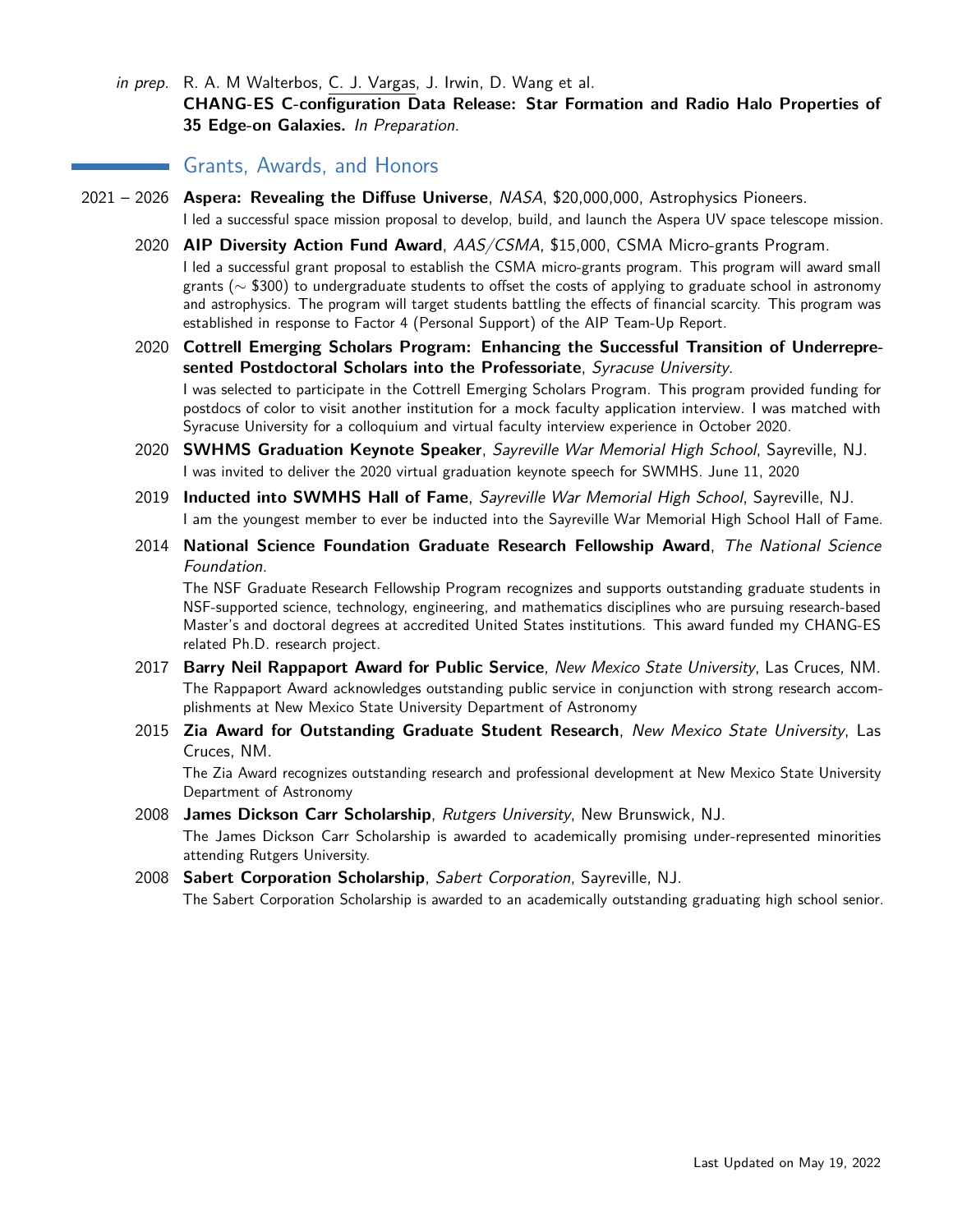*in prep.* R. A. M Walterbos, C. J. Vargas, J. Irwin, D. Wang et al.
**CHANG-ES C-configuration Data Release: Star Formation and Radio Halo Properties of 35 Edge-on Galaxies.** *In Preparation*.

## Grants, Awards, and Honors

**2021 – 2026** **Aspera: Revealing the Diffuse Universe**, *NASA*, \$20,000,000, Astrophysics Pioneers.
I led a successful space mission proposal to develop, build, and launch the Aspera UV space telescope mission.

**2020** **AIP Diversity Action Fund Award**, *AAS/CSMA*, \$15,000, CSMA Micro-grants Program.
I led a successful grant proposal to establish the CSMA micro-grants program. This program will award small grants ($\sim$ \$300) to undergraduate students to offset the costs of applying to graduate school in astronomy and astrophysics. The program will target students battling the effects of financial scarcity. This program was established in response to Factor 4 (Personal Support) of the AIP Team-Up Report.

**2020** **Cottrell Emerging Scholars Program: Enhancing the Successful Transition of Underrepresented Postdoctoral Scholars into the Professoriate**, *Syracuse University*.
I was selected to participate in the Cottrell Emerging Scholars Program. This program provided funding for postdocs of color to visit another institution for a mock faculty application interview. I was matched with Syracuse University for a colloquium and virtual faculty interview experience in October 2020.

**2020** **SWHMS Graduation Keynote Speaker**, *Sayreville War Memorial High School*, Sayreville, NJ.
I was invited to deliver the 2020 virtual graduation keynote speech for SWMHS. June 11, 2020

**2019** **Inducted into SWMHS Hall of Fame**, *Sayreville War Memorial High School*, Sayreville, NJ.
I am the youngest member to ever be inducted into the Sayreville War Memorial High School Hall of Fame.

**2014** **National Science Foundation Graduate Research Fellowship Award**, *The National Science Foundation*.
The NSF Graduate Research Fellowship Program recognizes and supports outstanding graduate students in NSF-supported science, technology, engineering, and mathematics disciplines who are pursuing research-based Master's and doctoral degrees at accredited United States institutions. This award funded my CHANG-ES related Ph.D. research project.

**2017** **Barry Neil Rappaport Award for Public Service**, *New Mexico State University*, Las Cruces, NM.
The Rappaport Award acknowledges outstanding public service in conjunction with strong research accomplishments at New Mexico State University Department of Astronomy

**2015** **Zia Award for Outstanding Graduate Student Research**, *New Mexico State University*, Las Cruces, NM.
The Zia Award recognizes outstanding research and professional development at New Mexico State University Department of Astronomy

**2008** **James Dickson Carr Scholarship**, *Rutgers University*, New Brunswick, NJ.
The James Dickson Carr Scholarship is awarded to academically promising under-represented minorities attending Rutgers University.

**2008** **Sabert Corporation Scholarship**, *Sabert Corporation*, Sayreville, NJ.
The Sabert Corporation Scholarship is awarded to an academically outstanding graduating high school senior.

Last Updated on May 19, 2022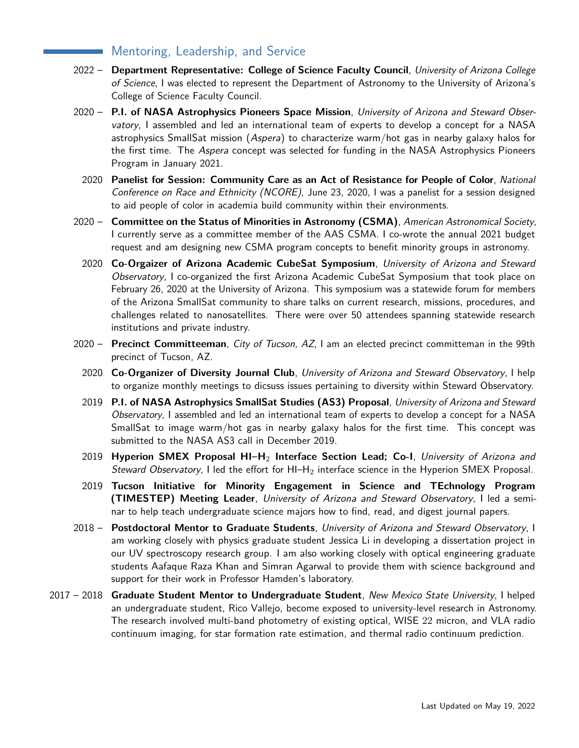## Mentoring, Leadership, and Service

2022 – **Department Representative: College of Science Faculty Council**, *University of Arizona College of Science*, I was elected to represent the Department of Astronomy to the University of Arizona's College of Science Faculty Council.

2020 – **P.I. of NASA Astrophysics Pioneers Space Mission**, *University of Arizona and Steward Observatory*, I assembled and led an international team of experts to develop a concept for a NASA astrophysics SmallSat mission (*Aspera*) to characterize warm/hot gas in nearby galaxy halos for the first time. The *Aspera* concept was selected for funding in the NASA Astrophysics Pioneers Program in January 2021.

2020 **Panelist for Session: Community Care as an Act of Resistance for People of Color**, *National Conference on Race and Ethnicity (NCORE)*, June 23, 2020, I was a panelist for a session designed to aid people of color in academia build community within their environments.

2020 – **Committee on the Status of Minorities in Astronomy (CSMA)**, *American Astronomical Society*, I currently serve as a committee member of the AAS CSMA. I co-wrote the annual 2021 budget request and am designing new CSMA program concepts to benefit minority groups in astronomy.

2020 **Co-Orgaizer of Arizona Academic CubeSat Symposium**, *University of Arizona and Steward Observatory*, I co-organized the first Arizona Academic CubeSat Symposium that took place on February 26, 2020 at the University of Arizona. This symposium was a statewide forum for members of the Arizona SmallSat community to share talks on current research, missions, procedures, and challenges related to nanosatellites. There were over 50 attendees spanning statewide research institutions and private industry.

2020 – **Precinct Committeeman**, *City of Tucson, AZ*, I am an elected precinct committeman in the 99th precinct of Tucson, AZ.

2020 **Co-Organizer of Diversity Journal Club**, *University of Arizona and Steward Observatory*, I help to organize monthly meetings to dicsuss issues pertaining to diversity within Steward Observatory.

2019 **P.I. of NASA Astrophysics SmallSat Studies (AS3) Proposal**, *University of Arizona and Steward Observatory*, I assembled and led an international team of experts to develop a concept for a NASA SmallSat to image warm/hot gas in nearby galaxy halos for the first time. This concept was submitted to the NASA AS3 call in December 2019.

2019 **Hyperion SMEX Proposal HI–$H_2$ Interface Section Lead; Co-I**, *University of Arizona and Steward Observatory*, I led the effort for HI–$H_2$ interface science in the Hyperion SMEX Proposal.

2019 **Tucson Initiative for Minority Engagement in Science and TEchnology Program (TIMESTEP) Meeting Leader**, *University of Arizona and Steward Observatory*, I led a seminar to help teach undergraduate science majors how to find, read, and digest journal papers.

2018 – **Postdoctoral Mentor to Graduate Students**, *University of Arizona and Steward Observatory*, I am working closely with physics graduate student Jessica Li in developing a dissertation project in our UV spectroscopy research group. I am also working closely with optical engineering graduate students Aafaque Raza Khan and Simran Agarwal to provide them with science background and support for their work in Professor Hamden's laboratory.

2017 – 2018 **Graduate Student Mentor to Undergraduate Student**, *New Mexico State University*, I helped an undergraduate student, Rico Vallejo, become exposed to university-level research in Astronomy. The research involved multi-band photometry of existing optical, WISE 22 micron, and VLA radio continuum imaging, for star formation rate estimation, and thermal radio continuum prediction.

Last Updated on May 19, 2022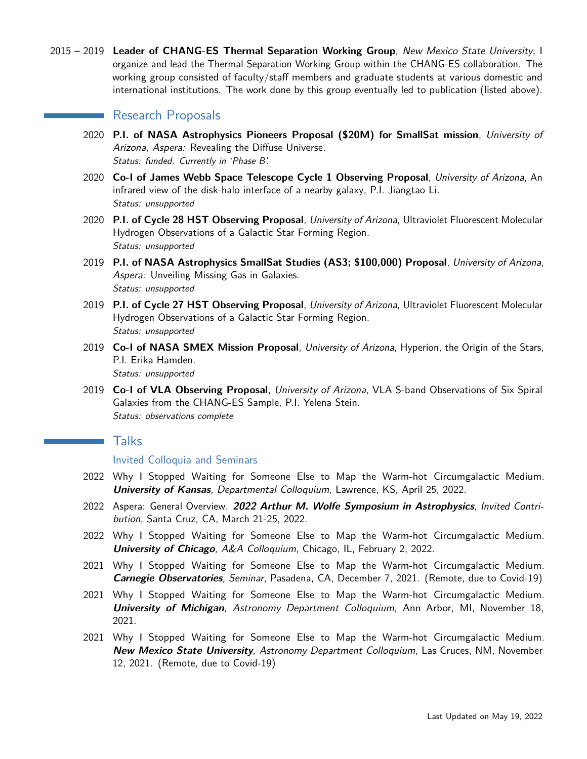2015 – 2019 **Leader of CHANG-ES Thermal Separation Working Group**, *New Mexico State University*, I organize and lead the Thermal Separation Working Group within the CHANG-ES collaboration. The working group consisted of faculty/staff members and graduate students at various domestic and international institutions. The work done by this group eventually led to publication (listed above).

## Research Proposals

2020 **P.I. of NASA Astrophysics Pioneers Proposal ($20M) for SmallSat mission**, *University of Arizona*, *Aspera:* Revealing the Diffuse Universe.
*Status: funded. Currently in 'Phase B'.*

2020 **Co-I of James Webb Space Telescope Cycle 1 Observing Proposal**, *University of Arizona*, An infrared view of the disk-halo interface of a nearby galaxy, P.I. Jiangtao Li.
*Status: unsupported*

2020 **P.I. of Cycle 28 HST Observing Proposal**, *University of Arizona*, Ultraviolet Fluorescent Molecular Hydrogen Observations of a Galactic Star Forming Region.
*Status: unsupported*

2019 **P.I. of NASA Astrophysics SmallSat Studies (AS3; $100,000) Proposal**, *University of Arizona*, *Aspera:* Unveiling Missing Gas in Galaxies.
*Status: unsupported*

2019 **P.I. of Cycle 27 HST Observing Proposal**, *University of Arizona*, Ultraviolet Fluorescent Molecular Hydrogen Observations of a Galactic Star Forming Region.
*Status: unsupported*

2019 **Co-I of NASA SMEX Mission Proposal**, *University of Arizona*, Hyperion, the Origin of the Stars, P.I. Erika Hamden.
*Status: unsupported*

2019 **Co-I of VLA Observing Proposal**, *University of Arizona*, VLA S-band Observations of Six Spiral Galaxies from the CHANG-ES Sample, P.I. Yelena Stein.
*Status: observations complete*

## Talks

### Invited Colloquia and Seminars

2022 Why I Stopped Waiting for Someone Else to Map the Warm-hot Circumgalactic Medium. ***University of Kansas**, Departmental Colloquium*, Lawrence, KS, April 25, 2022.

2022 Aspera: General Overview. ***2022 Arthur M. Wolfe Symposium in Astrophysics**, Invited Contribution*, Santa Cruz, CA, March 21-25, 2022.

2022 Why I Stopped Waiting for Someone Else to Map the Warm-hot Circumgalactic Medium. ***University of Chicago**, A&A Colloquium*, Chicago, IL, February 2, 2022.

2021 Why I Stopped Waiting for Someone Else to Map the Warm-hot Circumgalactic Medium. ***Carnegie Observatories**, Seminar*, Pasadena, CA, December 7, 2021. (Remote, due to Covid-19)

2021 Why I Stopped Waiting for Someone Else to Map the Warm-hot Circumgalactic Medium. ***University of Michigan**, Astronomy Department Colloquium*, Ann Arbor, MI, November 18, 2021.

2021 Why I Stopped Waiting for Someone Else to Map the Warm-hot Circumgalactic Medium. ***New Mexico State University**, Astronomy Department Colloquium*, Las Cruces, NM, November 12, 2021. (Remote, due to Covid-19)

Last Updated on May 19, 2022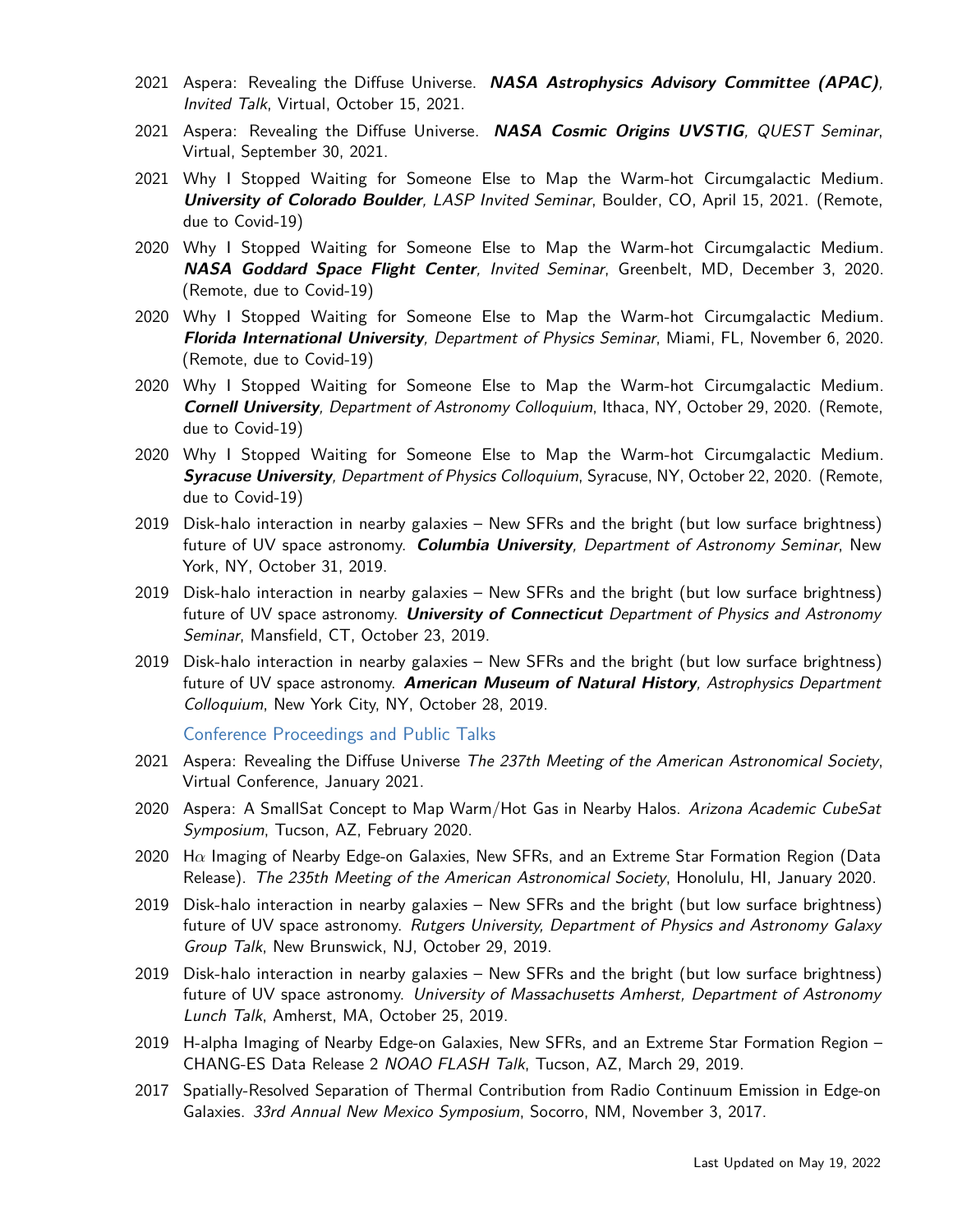- 2021 Aspera: Revealing the Diffuse Universe. ***NASA Astrophysics Advisory Committee (APAC)***, *Invited Talk*, Virtual, October 15, 2021.
- 2021 Aspera: Revealing the Diffuse Universe. ***NASA Cosmic Origins UVSTIG***, *QUEST Seminar*, Virtual, September 30, 2021.
- 2021 Why I Stopped Waiting for Someone Else to Map the Warm-hot Circumgalactic Medium. ***University of Colorado Boulder***, *LASP Invited Seminar*, Boulder, CO, April 15, 2021. (Remote, due to Covid-19)
- 2020 Why I Stopped Waiting for Someone Else to Map the Warm-hot Circumgalactic Medium. ***NASA Goddard Space Flight Center***, *Invited Seminar*, Greenbelt, MD, December 3, 2020. (Remote, due to Covid-19)
- 2020 Why I Stopped Waiting for Someone Else to Map the Warm-hot Circumgalactic Medium. ***Florida International University***, *Department of Physics Seminar*, Miami, FL, November 6, 2020. (Remote, due to Covid-19)
- 2020 Why I Stopped Waiting for Someone Else to Map the Warm-hot Circumgalactic Medium. ***Cornell University***, *Department of Astronomy Colloquium*, Ithaca, NY, October 29, 2020. (Remote, due to Covid-19)
- 2020 Why I Stopped Waiting for Someone Else to Map the Warm-hot Circumgalactic Medium. ***Syracuse University***, *Department of Physics Colloquium*, Syracuse, NY, October 22, 2020. (Remote, due to Covid-19)
- 2019 Disk-halo interaction in nearby galaxies – New SFRs and the bright (but low surface brightness) future of UV space astronomy. ***Columbia University***, *Department of Astronomy Seminar*, New York, NY, October 31, 2019.
- 2019 Disk-halo interaction in nearby galaxies – New SFRs and the bright (but low surface brightness) future of UV space astronomy. ***University of Connecticut*** *Department of Physics and Astronomy Seminar*, Mansfield, CT, October 23, 2019.
- 2019 Disk-halo interaction in nearby galaxies – New SFRs and the bright (but low surface brightness) future of UV space astronomy. ***American Museum of Natural History***, *Astrophysics Department Colloquium*, New York City, NY, October 28, 2019.

### Conference Proceedings and Public Talks

- 2021 Aspera: Revealing the Diffuse Universe *The 237th Meeting of the American Astronomical Society*, Virtual Conference, January 2021.
- 2020 Aspera: A SmallSat Concept to Map Warm/Hot Gas in Nearby Halos. *Arizona Academic CubeSat Symposium*, Tucson, AZ, February 2020.
- 2020 H$\alpha$ Imaging of Nearby Edge-on Galaxies, New SFRs, and an Extreme Star Formation Region (Data Release). *The 235th Meeting of the American Astronomical Society*, Honolulu, HI, January 2020.
- 2019 Disk-halo interaction in nearby galaxies – New SFRs and the bright (but low surface brightness) future of UV space astronomy. *Rutgers University, Department of Physics and Astronomy Galaxy Group Talk*, New Brunswick, NJ, October 29, 2019.
- 2019 Disk-halo interaction in nearby galaxies – New SFRs and the bright (but low surface brightness) future of UV space astronomy. *University of Massachusetts Amherst, Department of Astronomy Lunch Talk*, Amherst, MA, October 25, 2019.
- 2019 H-alpha Imaging of Nearby Edge-on Galaxies, New SFRs, and an Extreme Star Formation Region – CHANG-ES Data Release 2 *NOAO FLASH Talk*, Tucson, AZ, March 29, 2019.
- 2017 Spatially-Resolved Separation of Thermal Contribution from Radio Continuum Emission in Edge-on Galaxies. *33rd Annual New Mexico Symposium*, Socorro, NM, November 3, 2017.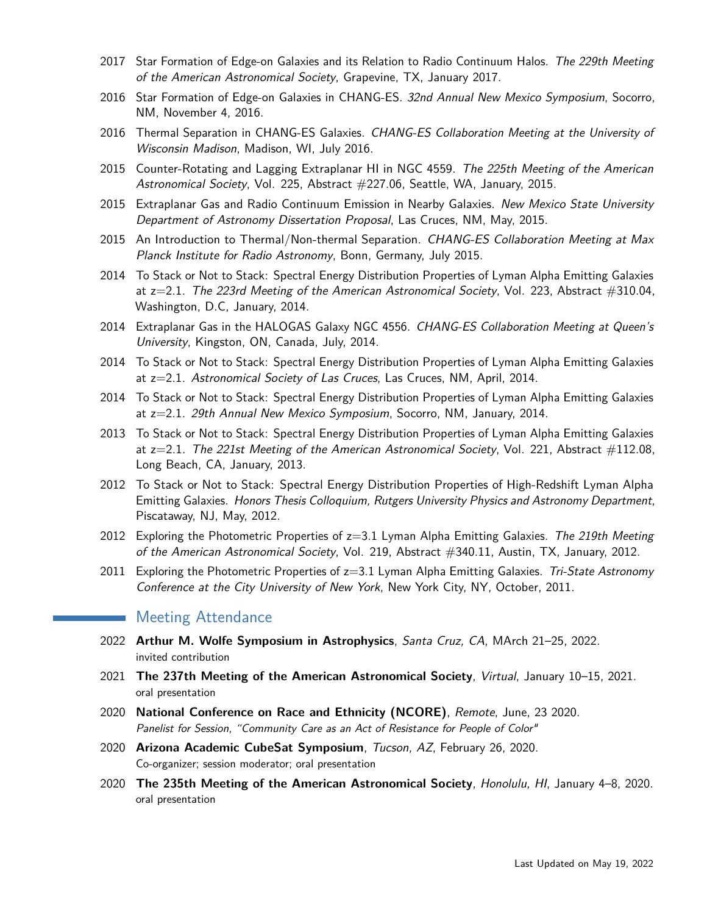- 2017 Star Formation of Edge-on Galaxies and its Relation to Radio Continuum Halos. *The 229th Meeting of the American Astronomical Society*, Grapevine, TX, January 2017.
- 2016 Star Formation of Edge-on Galaxies in CHANG-ES. *32nd Annual New Mexico Symposium*, Socorro, NM, November 4, 2016.
- 2016 Thermal Separation in CHANG-ES Galaxies. *CHANG-ES Collaboration Meeting at the University of Wisconsin Madison*, Madison, WI, July 2016.
- 2015 Counter-Rotating and Lagging Extraplanar HI in NGC 4559. *The 225th Meeting of the American Astronomical Society*, Vol. 225, Abstract #227.06, Seattle, WA, January, 2015.
- 2015 Extraplanar Gas and Radio Continuum Emission in Nearby Galaxies. *New Mexico State University Department of Astronomy Dissertation Proposal*, Las Cruces, NM, May, 2015.
- 2015 An Introduction to Thermal/Non-thermal Separation. *CHANG-ES Collaboration Meeting at Max Planck Institute for Radio Astronomy*, Bonn, Germany, July 2015.
- 2014 To Stack or Not to Stack: Spectral Energy Distribution Properties of Lyman Alpha Emitting Galaxies at z=2.1. *The 223rd Meeting of the American Astronomical Society*, Vol. 223, Abstract #310.04, Washington, D.C, January, 2014.
- 2014 Extraplanar Gas in the HALOGAS Galaxy NGC 4556. *CHANG-ES Collaboration Meeting at Queen's University*, Kingston, ON, Canada, July, 2014.
- 2014 To Stack or Not to Stack: Spectral Energy Distribution Properties of Lyman Alpha Emitting Galaxies at z=2.1. *Astronomical Society of Las Cruces*, Las Cruces, NM, April, 2014.
- 2014 To Stack or Not to Stack: Spectral Energy Distribution Properties of Lyman Alpha Emitting Galaxies at z=2.1. *29th Annual New Mexico Symposium*, Socorro, NM, January, 2014.
- 2013 To Stack or Not to Stack: Spectral Energy Distribution Properties of Lyman Alpha Emitting Galaxies at z=2.1. *The 221st Meeting of the American Astronomical Society*, Vol. 221, Abstract #112.08, Long Beach, CA, January, 2013.
- 2012 To Stack or Not to Stack: Spectral Energy Distribution Properties of High-Redshift Lyman Alpha Emitting Galaxies. *Honors Thesis Colloquium, Rutgers University Physics and Astronomy Department*, Piscataway, NJ, May, 2012.
- 2012 Exploring the Photometric Properties of z=3.1 Lyman Alpha Emitting Galaxies. *The 219th Meeting of the American Astronomical Society*, Vol. 219, Abstract #340.11, Austin, TX, January, 2012.
- 2011 Exploring the Photometric Properties of z=3.1 Lyman Alpha Emitting Galaxies. *Tri-State Astronomy Conference at the City University of New York*, New York City, NY, October, 2011.

## Meeting Attendance

- 2022 **Arthur M. Wolfe Symposium in Astrophysics**, *Santa Cruz, CA*, MArch 21–25, 2022.
  invited contribution
- 2021 **The 237th Meeting of the American Astronomical Society**, *Virtual*, January 10–15, 2021.
  oral presentation
- 2020 **National Conference on Race and Ethnicity (NCORE)**, *Remote*, June, 23 2020.
  *Panelist for Session, "Community Care as an Act of Resistance for People of Color"*
- 2020 **Arizona Academic CubeSat Symposium**, *Tucson, AZ*, February 26, 2020.
  Co-organizer; session moderator; oral presentation
- 2020 **The 235th Meeting of the American Astronomical Society**, *Honolulu, HI*, January 4–8, 2020.
  oral presentation

Last Updated on May 19, 2022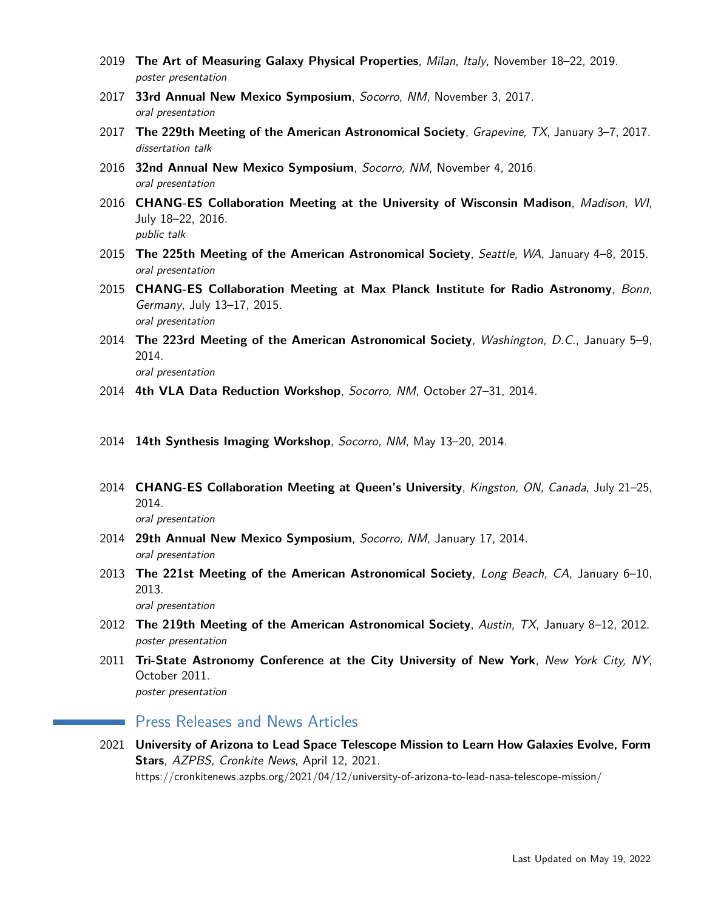2019 **The Art of Measuring Galaxy Physical Properties**, *Milan, Italy*, November 18–22, 2019.
*poster presentation*

2017 **33rd Annual New Mexico Symposium**, *Socorro, NM*, November 3, 2017.
*oral presentation*

2017 **The 229th Meeting of the American Astronomical Society**, *Grapevine, TX*, January 3–7, 2017.
*dissertation talk*

2016 **32nd Annual New Mexico Symposium**, *Socorro, NM*, November 4, 2016.
*oral presentation*

2016 **CHANG-ES Collaboration Meeting at the University of Wisconsin Madison**, *Madison, WI*, July 18–22, 2016.
*public talk*

2015 **The 225th Meeting of the American Astronomical Society**, *Seattle, WA*, January 4–8, 2015.
*oral presentation*

2015 **CHANG-ES Collaboration Meeting at Max Planck Institute for Radio Astronomy**, *Bonn, Germany*, July 13–17, 2015.
*oral presentation*

2014 **The 223rd Meeting of the American Astronomical Society**, *Washington, D.C.*, January 5–9, 2014.
*oral presentation*

2014 **4th VLA Data Reduction Workshop**, *Socorro, NM*, October 27–31, 2014.

2014 **14th Synthesis Imaging Workshop**, *Socorro, NM*, May 13–20, 2014.

2014 **CHANG-ES Collaboration Meeting at Queen's University**, *Kingston, ON, Canada*, July 21–25, 2014.
*oral presentation*

2014 **29th Annual New Mexico Symposium**, *Socorro, NM*, January 17, 2014.
*oral presentation*

2013 **The 221st Meeting of the American Astronomical Society**, *Long Beach, CA*, January 6–10, 2013.
*oral presentation*

2012 **The 219th Meeting of the American Astronomical Society**, *Austin, TX*, January 8–12, 2012.
*poster presentation*

2011 **Tri-State Astronomy Conference at the City University of New York**, *New York City, NY*, October 2011.
*poster presentation*

## Press Releases and News Articles

2021 **University of Arizona to Lead Space Telescope Mission to Learn How Galaxies Evolve, Form Stars**, *AZPBS, Cronkite News*, April 12, 2021.
https://cronkitenews.azpbs.org/2021/04/12/university-of-arizona-to-lead-nasa-telescope-mission/

Last Updated on May 19, 2022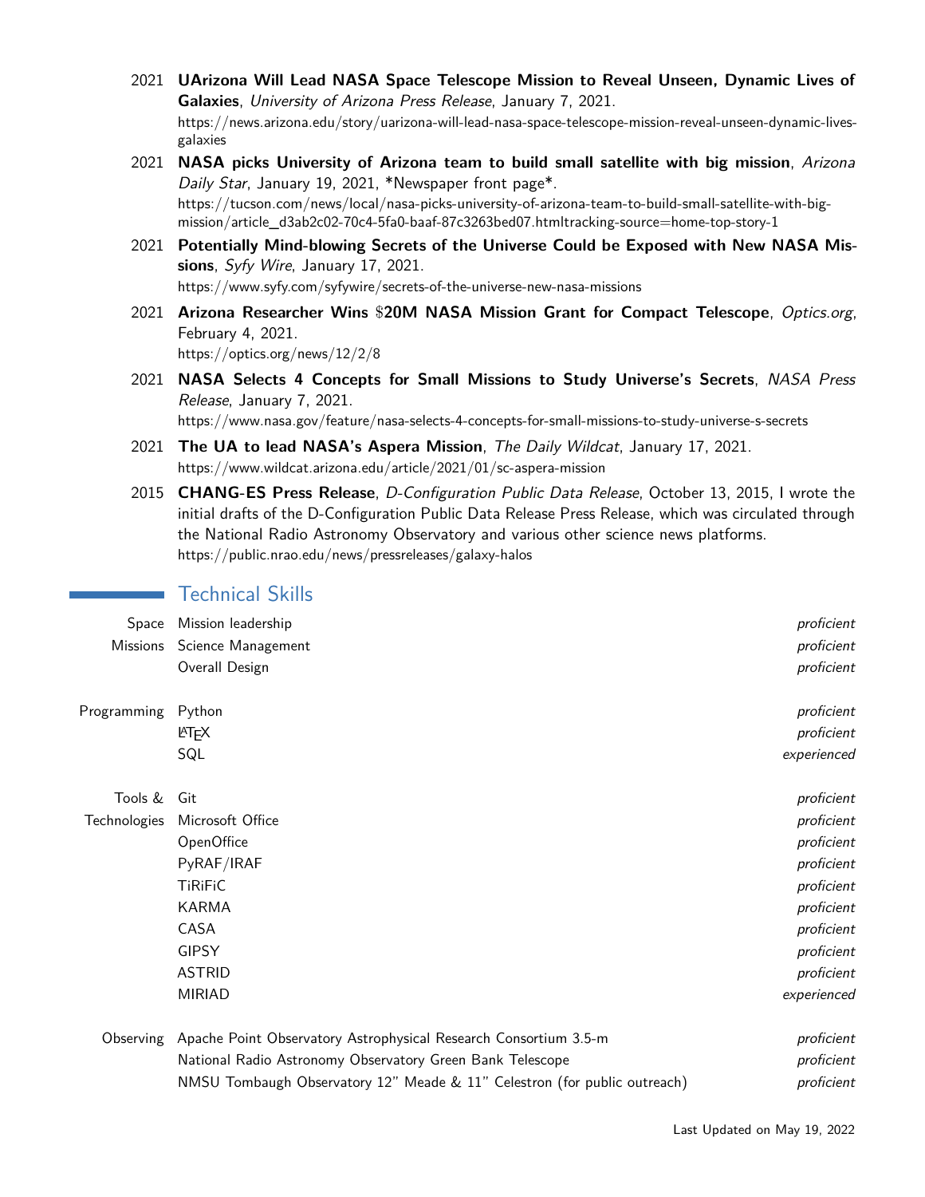2021 **UArizona Will Lead NASA Space Telescope Mission to Reveal Unseen, Dynamic Lives of Galaxies**, *University of Arizona Press Release*, January 7, 2021.
https://news.arizona.edu/story/uarizona-will-lead-nasa-space-telescope-mission-reveal-unseen-dynamic-lives-galaxies

2021 **NASA picks University of Arizona team to build small satellite with big mission**, *Arizona Daily Star*, January 19, 2021, *Newspaper front page*.
https://tucson.com/news/local/nasa-picks-university-of-arizona-team-to-build-small-satellite-with-big-mission/article_d3ab2c02-70c4-5fa0-baaf-87c3263bed07.htmltracking-source=home-top-story-1

2021 **Potentially Mind-blowing Secrets of the Universe Could be Exposed with New NASA Missions**, *Syfy Wire*, January 17, 2021.
https://www.syfy.com/syfywire/secrets-of-the-universe-new-nasa-missions

2021 **Arizona Researcher Wins $20M NASA Mission Grant for Compact Telescope**, *Optics.org*, February 4, 2021.
https://optics.org/news/12/2/8

2021 **NASA Selects 4 Concepts for Small Missions to Study Universe's Secrets**, *NASA Press Release*, January 7, 2021.
https://www.nasa.gov/feature/nasa-selects-4-concepts-for-small-missions-to-study-universe-s-secrets

2021 **The UA to lead NASA's Aspera Mission**, *The Daily Wildcat*, January 17, 2021.
https://www.wildcat.arizona.edu/article/2021/01/sc-aspera-mission

2015 **CHANG-ES Press Release**, *D-Configuration Public Data Release*, October 13, 2015, I wrote the initial drafts of the D-Configuration Public Data Release Press Release, which was circulated through the National Radio Astronomy Observatory and various other science news platforms.
https://public.nrao.edu/news/pressreleases/galaxy-halos

## Technical Skills

| Category | Skill | Level |
|---|---|---|
| Space Missions | Mission leadership | *proficient* |
| | Science Management | *proficient* |
| | Overall Design | *proficient* |
| Programming | Python | *proficient* |
| | LaTeX | *proficient* |
| | SQL | *experienced* |
| Tools & Technologies | Git | *proficient* |
| | Microsoft Office | *proficient* |
| | OpenOffice | *proficient* |
| | PyRAF/IRAF | *proficient* |
| | TiRiFiC | *proficient* |
| | KARMA | *proficient* |
| | CASA | *proficient* |
| | GIPSY | *proficient* |
| | ASTRID | *proficient* |
| | MIRIAD | *experienced* |
| Observing | Apache Point Observatory Astrophysical Research Consortium 3.5-m | *proficient* |
| | National Radio Astronomy Observatory Green Bank Telescope | *proficient* |
| | NMSU Tombaugh Observatory 12" Meade & 11" Celestron (for public outreach) | *proficient* |

Last Updated on May 19, 2022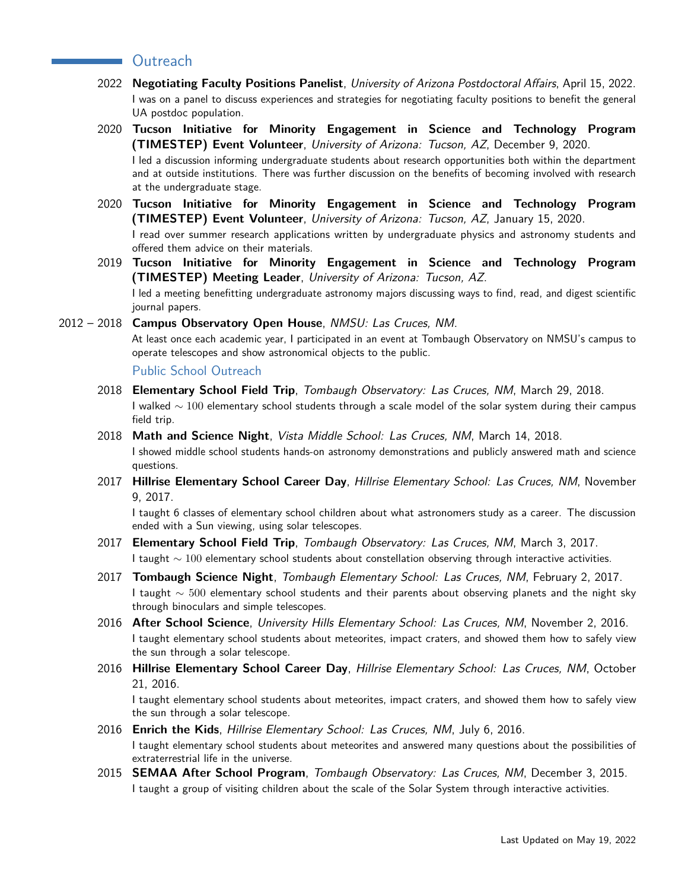## Outreach

2022 **Negotiating Faculty Positions Panelist**, *University of Arizona Postdoctoral Affairs*, April 15, 2022.
I was on a panel to discuss experiences and strategies for negotiating faculty positions to benefit the general UA postdoc population.

2020 **Tucson Initiative for Minority Engagement in Science and Technology Program (TIMESTEP) Event Volunteer**, *University of Arizona: Tucson, AZ*, December 9, 2020.
I led a discussion informing undergraduate students about research opportunities both within the department and at outside institutions. There was further discussion on the benefits of becoming involved with research at the undergraduate stage.

2020 **Tucson Initiative for Minority Engagement in Science and Technology Program (TIMESTEP) Event Volunteer**, *University of Arizona: Tucson, AZ*, January 15, 2020.
I read over summer research applications written by undergraduate physics and astronomy students and offered them advice on their materials.

2019 **Tucson Initiative for Minority Engagement in Science and Technology Program (TIMESTEP) Meeting Leader**, *University of Arizona: Tucson, AZ*.
I led a meeting benefitting undergraduate astronomy majors discussing ways to find, read, and digest scientific journal papers.

2012 – 2018 **Campus Observatory Open House**, *NMSU: Las Cruces, NM*.
At least once each academic year, I participated in an event at Tombaugh Observatory on NMSU's campus to operate telescopes and show astronomical objects to the public.

### Public School Outreach

2018 **Elementary School Field Trip**, *Tombaugh Observatory: Las Cruces, NM*, March 29, 2018.
I walked $\sim 100$ elementary school students through a scale model of the solar system during their campus field trip.

2018 **Math and Science Night**, *Vista Middle School: Las Cruces, NM*, March 14, 2018.
I showed middle school students hands-on astronomy demonstrations and publicly answered math and science questions.

2017 **Hillrise Elementary School Career Day**, *Hillrise Elementary School: Las Cruces, NM*, November 9, 2017.
I taught 6 classes of elementary school children about what astronomers study as a career. The discussion ended with a Sun viewing, using solar telescopes.

2017 **Elementary School Field Trip**, *Tombaugh Observatory: Las Cruces, NM*, March 3, 2017.
I taught $\sim 100$ elementary school students about constellation observing through interactive activities.

2017 **Tombaugh Science Night**, *Tombaugh Elementary School: Las Cruces, NM*, February 2, 2017.
I taught $\sim 500$ elementary school students and their parents about observing planets and the night sky through binoculars and simple telescopes.

2016 **After School Science**, *University Hills Elementary School: Las Cruces, NM*, November 2, 2016.
I taught elementary school students about meteorites, impact craters, and showed them how to safely view the sun through a solar telescope.

2016 **Hillrise Elementary School Career Day**, *Hillrise Elementary School: Las Cruces, NM*, October 21, 2016.
I taught elementary school students about meteorites, impact craters, and showed them how to safely view the sun through a solar telescope.

2016 **Enrich the Kids**, *Hillrise Elementary School: Las Cruces, NM*, July 6, 2016.
I taught elementary school students about meteorites and answered many questions about the possibilities of extraterrestrial life in the universe.

2015 **SEMAA After School Program**, *Tombaugh Observatory: Las Cruces, NM*, December 3, 2015.
I taught a group of visiting children about the scale of the Solar System through interactive activities.

Last Updated on May 19, 2022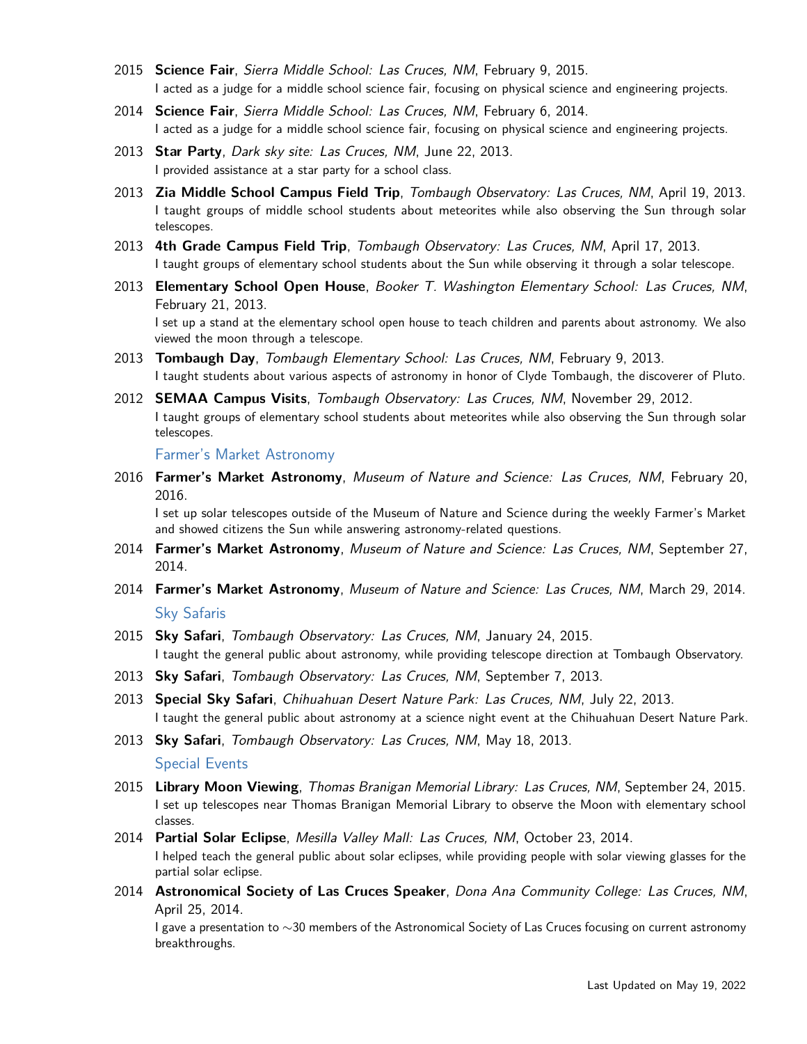2015 **Science Fair**, *Sierra Middle School: Las Cruces, NM*, February 9, 2015.
I acted as a judge for a middle school science fair, focusing on physical science and engineering projects.

2014 **Science Fair**, *Sierra Middle School: Las Cruces, NM*, February 6, 2014.
I acted as a judge for a middle school science fair, focusing on physical science and engineering projects.

2013 **Star Party**, *Dark sky site: Las Cruces, NM*, June 22, 2013.
I provided assistance at a star party for a school class.

2013 **Zia Middle School Campus Field Trip**, *Tombaugh Observatory: Las Cruces, NM*, April 19, 2013.
I taught groups of middle school students about meteorites while also observing the Sun through solar telescopes.

2013 **4th Grade Campus Field Trip**, *Tombaugh Observatory: Las Cruces, NM*, April 17, 2013.
I taught groups of elementary school students about the Sun while observing it through a solar telescope.

2013 **Elementary School Open House**, *Booker T. Washington Elementary School: Las Cruces, NM*, February 21, 2013.
I set up a stand at the elementary school open house to teach children and parents about astronomy. We also viewed the moon through a telescope.

2013 **Tombaugh Day**, *Tombaugh Elementary School: Las Cruces, NM*, February 9, 2013.
I taught students about various aspects of astronomy in honor of Clyde Tombaugh, the discoverer of Pluto.

2012 **SEMAA Campus Visits**, *Tombaugh Observatory: Las Cruces, NM*, November 29, 2012.
I taught groups of elementary school students about meteorites while also observing the Sun through solar telescopes.

### Farmer's Market Astronomy

2016 **Farmer's Market Astronomy**, *Museum of Nature and Science: Las Cruces, NM*, February 20, 2016.
I set up solar telescopes outside of the Museum of Nature and Science during the weekly Farmer's Market and showed citizens the Sun while answering astronomy-related questions.

2014 **Farmer's Market Astronomy**, *Museum of Nature and Science: Las Cruces, NM*, September 27, 2014.

2014 **Farmer's Market Astronomy**, *Museum of Nature and Science: Las Cruces, NM*, March 29, 2014.

### Sky Safaris

2015 **Sky Safari**, *Tombaugh Observatory: Las Cruces, NM*, January 24, 2015.
I taught the general public about astronomy, while providing telescope direction at Tombaugh Observatory.

2013 **Sky Safari**, *Tombaugh Observatory: Las Cruces, NM*, September 7, 2013.

2013 **Special Sky Safari**, *Chihuahuan Desert Nature Park: Las Cruces, NM*, July 22, 2013.
I taught the general public about astronomy at a science night event at the Chihuahuan Desert Nature Park.

2013 **Sky Safari**, *Tombaugh Observatory: Las Cruces, NM*, May 18, 2013.

### Special Events

2015 **Library Moon Viewing**, *Thomas Branigan Memorial Library: Las Cruces, NM*, September 24, 2015.
I set up telescopes near Thomas Branigan Memorial Library to observe the Moon with elementary school classes.

2014 **Partial Solar Eclipse**, *Mesilla Valley Mall: Las Cruces, NM*, October 23, 2014.
I helped teach the general public about solar eclipses, while providing people with solar viewing glasses for the partial solar eclipse.

2014 **Astronomical Society of Las Cruces Speaker**, *Dona Ana Community College: Las Cruces, NM*, April 25, 2014.
I gave a presentation to $\sim$30 members of the Astronomical Society of Las Cruces focusing on current astronomy breakthroughs.

Last Updated on May 19, 2022